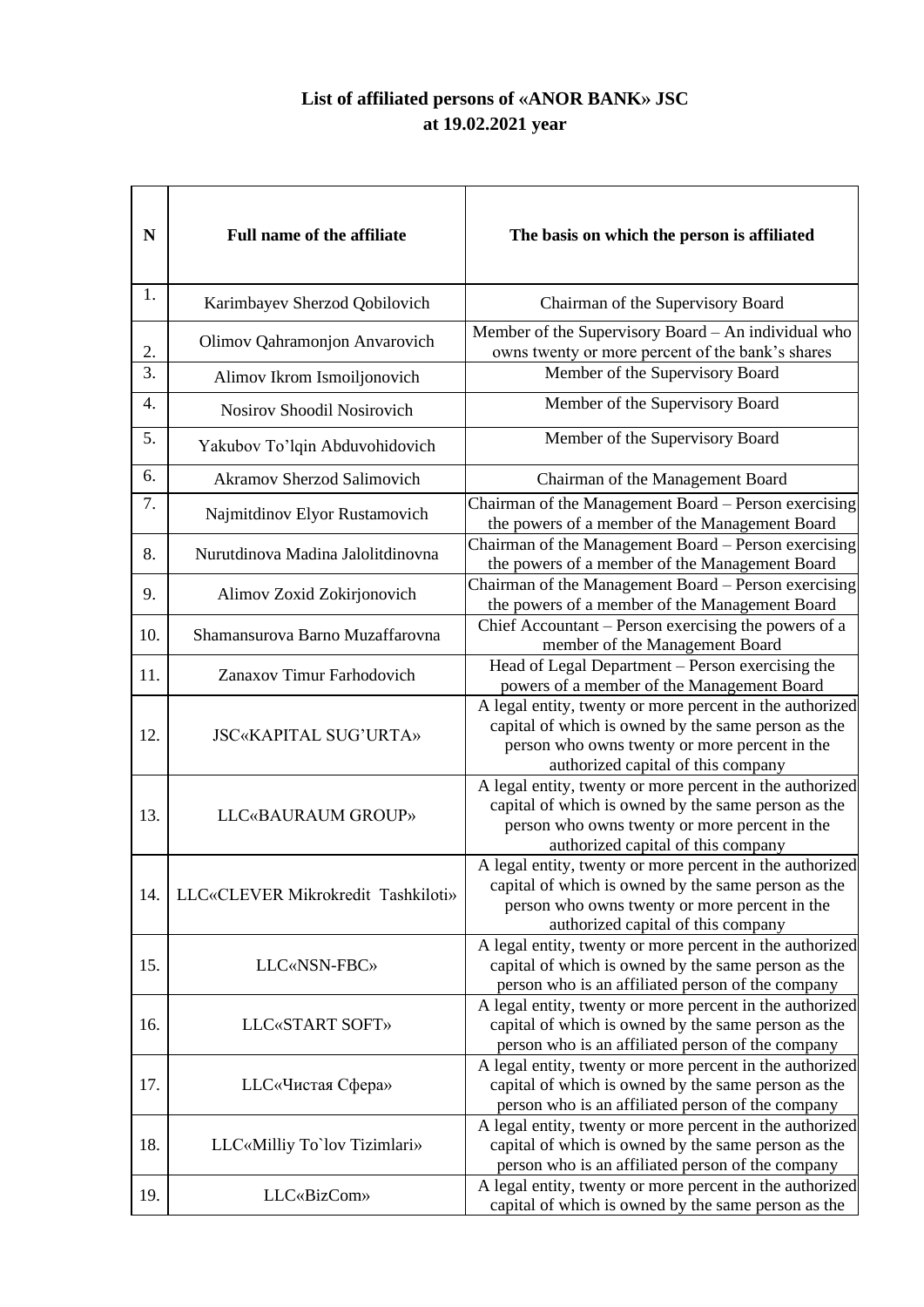**List of affiliated persons of «ANOR BANK» JSC**
**at 19.02.2021 year**

| N | Full name of the affiliate | The basis on which the person is affiliated |
|---|---|---|
| 1. | Karimbayev Sherzod Qobilovich | Chairman of the Supervisory Board |
| 2. | Olimov Qahramonjon Anvarovich | Member of the Supervisory Board – An individual who owns twenty or more percent of the bank's shares |
| 3. | Alimov Ikrom Ismoiljonovich | Member of the Supervisory Board |
| 4. | Nosirov Shoodil Nosirovich | Member of the Supervisory Board |
| 5. | Yakubov To'lqin Abduvohidovich | Member of the Supervisory Board |
| 6. | Akramov Sherzod Salimovich | Chairman of the Management Board |
| 7. | Najmitdinov Elyor Rustamovich | Chairman of the Management Board – Person exercising the powers of a member of the Management Board |
| 8. | Nurutdinova Madina Jalolitdinovna | Chairman of the Management Board – Person exercising the powers of a member of the Management Board |
| 9. | Alimov Zoxid Zokirjonovich | Chairman of the Management Board – Person exercising the powers of a member of the Management Board |
| 10. | Shamansurova Barno Muzaffarovna | Chief Accountant – Person exercising the powers of a member of the Management Board |
| 11. | Zanaxov Timur Farhodovich | Head of Legal Department – Person exercising the powers of a member of the Management Board |
| 12. | JSC«KAPITAL SUG'URTA» | A legal entity, twenty or more percent in the authorized capital of which is owned by the same person as the person who owns twenty or more percent in the authorized capital of this company |
| 13. | LLC«BAURAUM GROUP» | A legal entity, twenty or more percent in the authorized capital of which is owned by the same person as the person who owns twenty or more percent in the authorized capital of this company |
| 14. | LLC«CLEVER Mikrokredit Tashkiloti» | A legal entity, twenty or more percent in the authorized capital of which is owned by the same person as the person who owns twenty or more percent in the authorized capital of this company |
| 15. | LLC«NSN-FBC» | A legal entity, twenty or more percent in the authorized capital of which is owned by the same person as the person who is an affiliated person of the company |
| 16. | LLC«START SOFT» | A legal entity, twenty or more percent in the authorized capital of which is owned by the same person as the person who is an affiliated person of the company |
| 17. | LLC«Чистая Сфера» | A legal entity, twenty or more percent in the authorized capital of which is owned by the same person as the person who is an affiliated person of the company |
| 18. | LLC«Milliy To`lov Tizimlari» | A legal entity, twenty or more percent in the authorized capital of which is owned by the same person as the person who is an affiliated person of the company |
| 19. | LLC«BizCom» | A legal entity, twenty or more percent in the authorized capital of which is owned by the same person as the |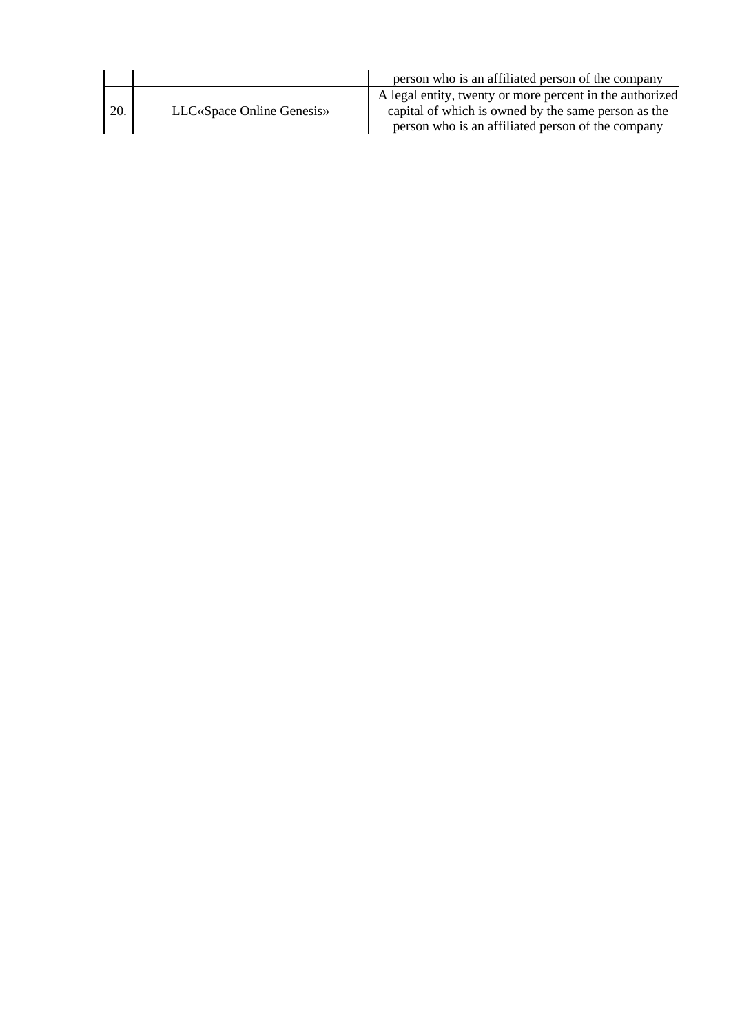| | | |
|---|---|---|
| | | person who is an affiliated person of the company |
| 20. | LLC«Space Online Genesis» | A legal entity, twenty or more percent in the authorized capital of which is owned by the same person as the person who is an affiliated person of the company |